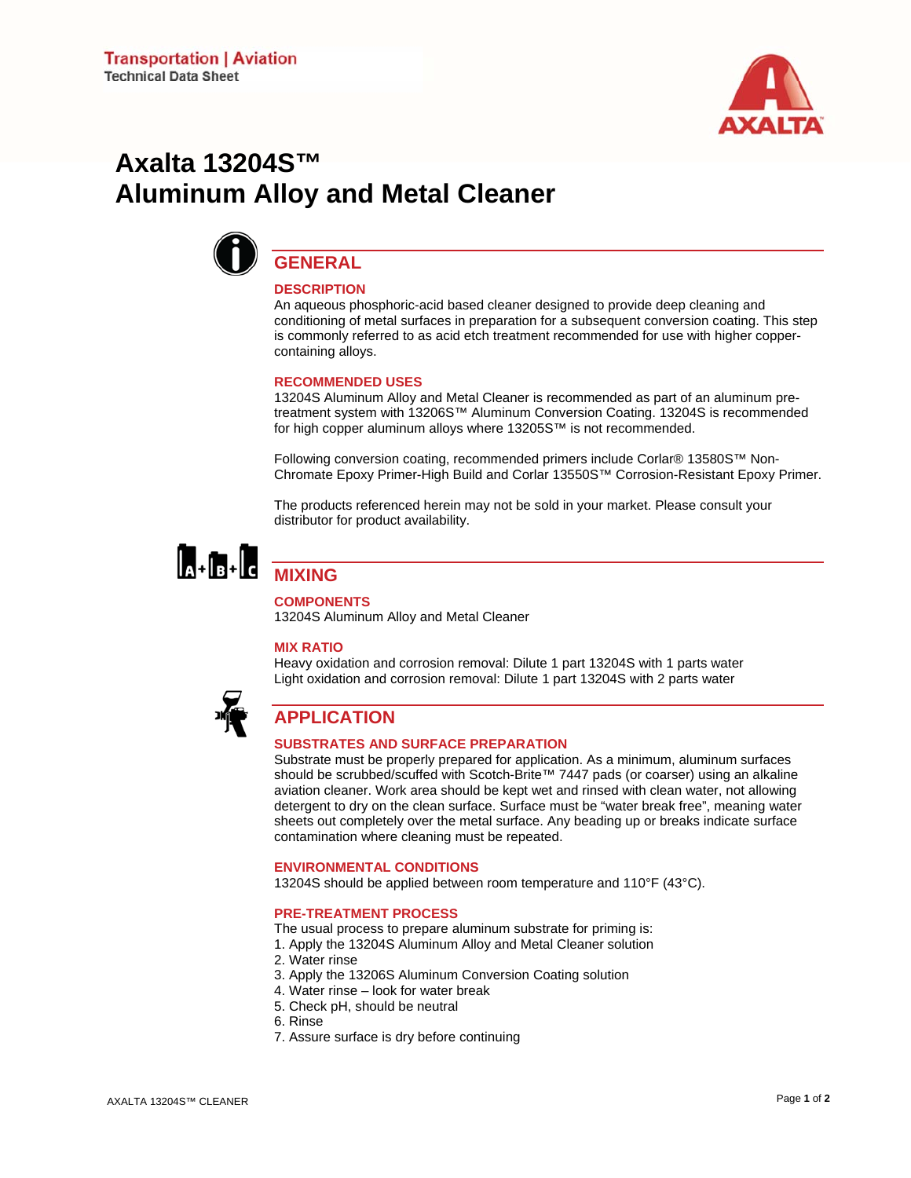Transportation | Aviation
Technical Data Sheet

# Axalta 13204S™ Aluminum Alloy and Metal Cleaner

## GENERAL

### DESCRIPTION

An aqueous phosphoric-acid based cleaner designed to provide deep cleaning and conditioning of metal surfaces in preparation for a subsequent conversion coating. This step is commonly referred to as acid etch treatment recommended for use with higher copper-containing alloys.

### RECOMMENDED USES

13204S Aluminum Alloy and Metal Cleaner is recommended as part of an aluminum pre-treatment system with 13206S™ Aluminum Conversion Coating. 13204S is recommended for high copper aluminum alloys where 13205S™ is not recommended.

Following conversion coating, recommended primers include Corlar® 13580S™ Non-Chromate Epoxy Primer-High Build and Corlar 13550S™ Corrosion-Resistant Epoxy Primer.

The products referenced herein may not be sold in your market. Please consult your distributor for product availability.

## MIXING

### COMPONENTS

13204S Aluminum Alloy and Metal Cleaner

### MIX RATIO

Heavy oxidation and corrosion removal: Dilute 1 part 13204S with 1 parts water
Light oxidation and corrosion removal: Dilute 1 part 13204S with 2 parts water

## APPLICATION

### SUBSTRATES AND SURFACE PREPARATION

Substrate must be properly prepared for application. As a minimum, aluminum surfaces should be scrubbed/scuffed with Scotch-Brite™ 7447 pads (or coarser) using an alkaline aviation cleaner. Work area should be kept wet and rinsed with clean water, not allowing detergent to dry on the clean surface. Surface must be "water break free", meaning water sheets out completely over the metal surface. Any beading up or breaks indicate surface contamination where cleaning must be repeated.

### ENVIRONMENTAL CONDITIONS

13204S should be applied between room temperature and 110°F (43°C).

### PRE-TREATMENT PROCESS

The usual process to prepare aluminum substrate for priming is:

1. Apply the 13204S Aluminum Alloy and Metal Cleaner solution
2. Water rinse
3. Apply the 13206S Aluminum Conversion Coating solution
4. Water rinse – look for water break
5. Check pH, should be neutral
6. Rinse
7. Assure surface is dry before continuing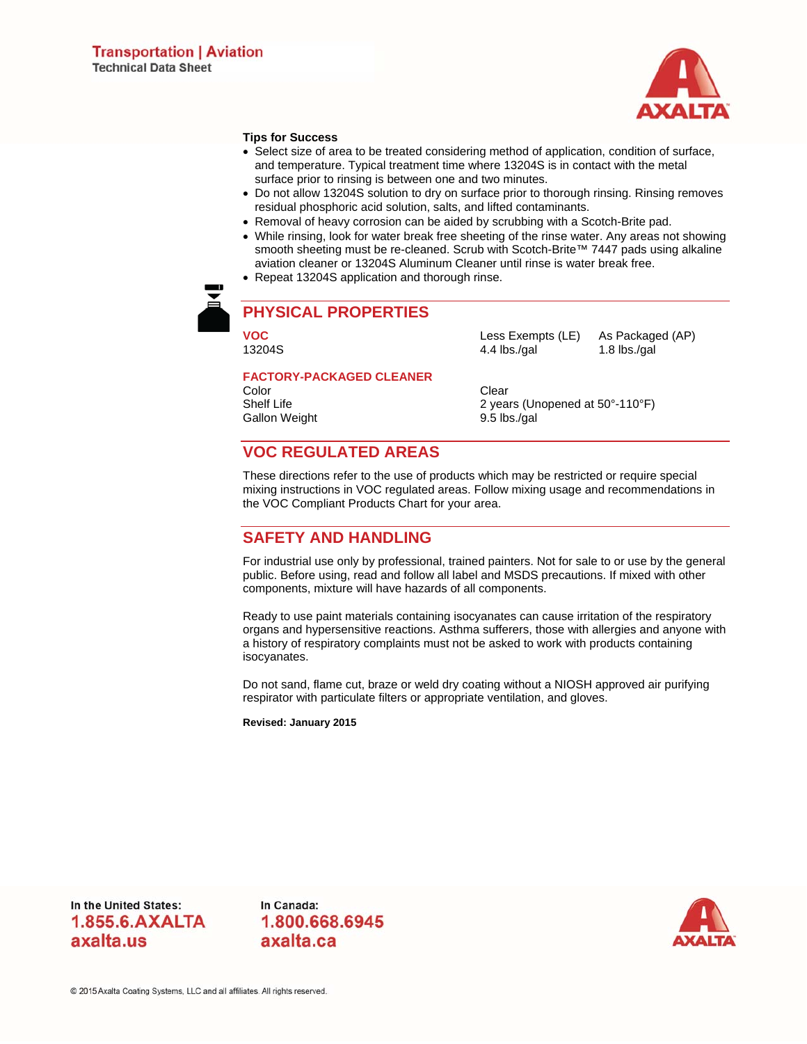### Tips for Success

- Select size of area to be treated considering method of application, condition of surface, and temperature. Typical treatment time where 13204S is in contact with the metal surface prior to rinsing is between one and two minutes.
- Do not allow 13204S solution to dry on surface prior to thorough rinsing. Rinsing removes residual phosphoric acid solution, salts, and lifted contaminants.
- Removal of heavy corrosion can be aided by scrubbing with a Scotch-Brite pad.
- While rinsing, look for water break free sheeting of the rinse water. Any areas not showing smooth sheeting must be re-cleaned. Scrub with Scotch-Brite™ 7447 pads using alkaline aviation cleaner or 13204S Aluminum Cleaner until rinse is water break free.
- Repeat 13204S application and thorough rinse.

## PHYSICAL PROPERTIES

| VOC | Less Exempts (LE) | As Packaged (AP) |
|---|---|---|
| 13204S | 4.4 lbs./gal | 1.8 lbs./gal |

**FACTORY-PACKAGED CLEANER**

| | |
|---|---|
| Color | Clear |
| Shelf Life | 2 years (Unopened at 50°-110°F) |
| Gallon Weight | 9.5 lbs./gal |

## VOC REGULATED AREAS

These directions refer to the use of products which may be restricted or require special mixing instructions in VOC regulated areas. Follow mixing usage and recommendations in the VOC Compliant Products Chart for your area.

## SAFETY AND HANDLING

For industrial use only by professional, trained painters. Not for sale to or use by the general public. Before using, read and follow all label and MSDS precautions. If mixed with other components, mixture will have hazards of all components.

Ready to use paint materials containing isocyanates can cause irritation of the respiratory organs and hypersensitive reactions. Asthma sufferers, those with allergies and anyone with a history of respiratory complaints must not be asked to work with products containing isocyanates.

Do not sand, flame cut, braze or weld dry coating without a NIOSH approved air purifying respirator with particulate filters or appropriate ventilation, and gloves.

**Revised: January 2015**

In the United States:
**1.855.6.AXALTA**
**axalta.us**

In Canada:
**1.800.668.6945**
**axalta.ca**

© 2015 Axalta Coating Systems, LLC and all affiliates. All rights reserved.